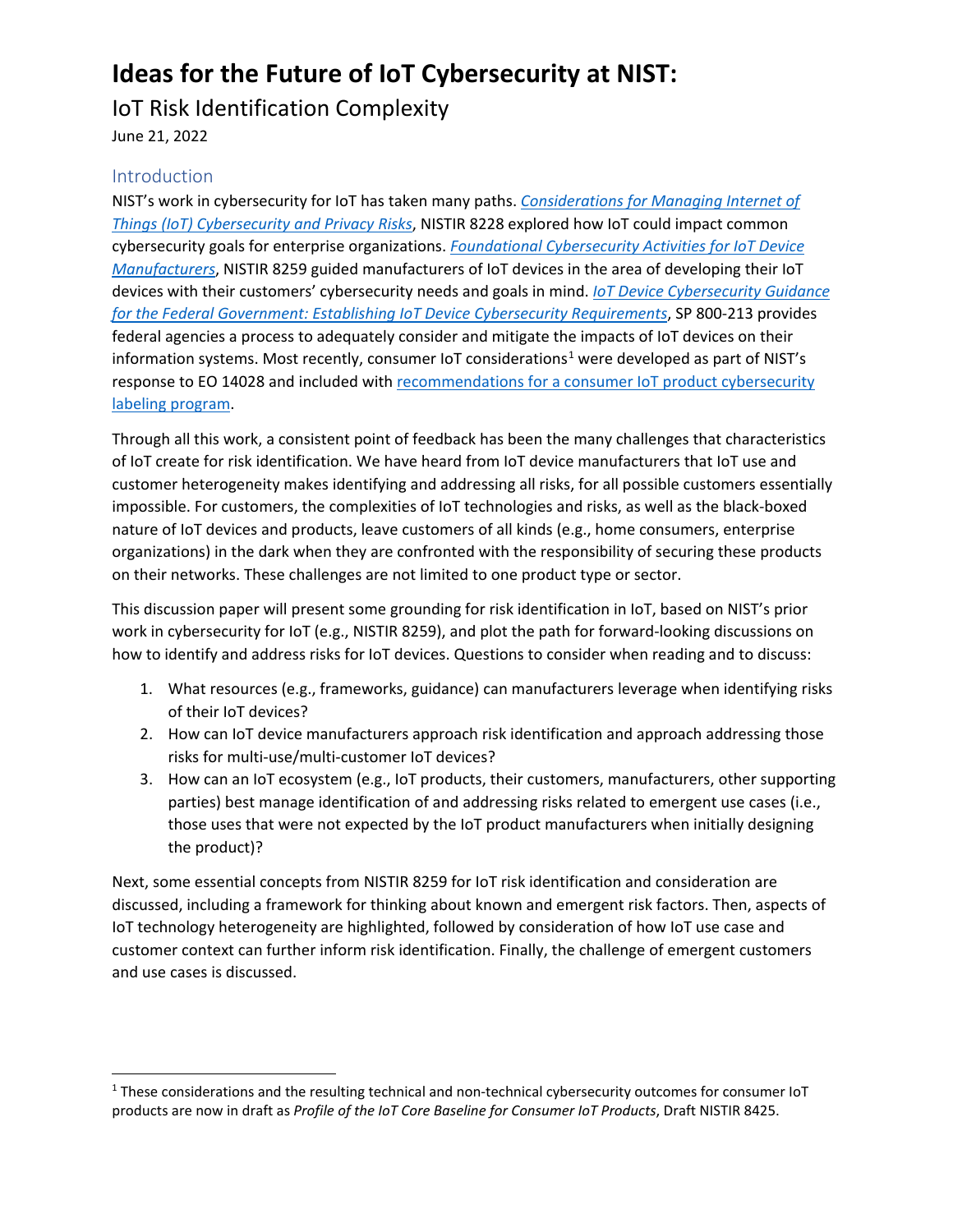# Ideas for the Future of IoT Cybersecurity at NIST:

IoT Risk Identification Complexity

June 21, 2022

## Introduction

NIST's work in cybersecurity for IoT has taken many paths. *Considerations for Managing Internet of Things (IoT) Cybersecurity and Privacy Risks*, NISTIR 8228 explored how IoT could impact common cybersecurity goals for enterprise organizations. *Foundational Cybersecurity Activities for IoT Device Manufacturers*, NISTIR 8259 guided manufacturers of IoT devices in the area of developing their IoT devices with their customers' cybersecurity needs and goals in mind. *IoT Device Cybersecurity Guidance for the Federal Government: Establishing IoT Device Cybersecurity Requirements*, SP 800-213 provides federal agencies a process to adequately consider and mitigate the impacts of IoT devices on their information systems. Most recently, consumer IoT considerations[1] were developed as part of NIST's response to EO 14028 and included with recommendations for a consumer IoT product cybersecurity labeling program.

Through all this work, a consistent point of feedback has been the many challenges that characteristics of IoT create for risk identification. We have heard from IoT device manufacturers that IoT use and customer heterogeneity makes identifying and addressing all risks, for all possible customers essentially impossible. For customers, the complexities of IoT technologies and risks, as well as the black-boxed nature of IoT devices and products, leave customers of all kinds (e.g., home consumers, enterprise organizations) in the dark when they are confronted with the responsibility of securing these products on their networks. These challenges are not limited to one product type or sector.

This discussion paper will present some grounding for risk identification in IoT, based on NIST's prior work in cybersecurity for IoT (e.g., NISTIR 8259), and plot the path for forward-looking discussions on how to identify and address risks for IoT devices. Questions to consider when reading and to discuss:

1. What resources (e.g., frameworks, guidance) can manufacturers leverage when identifying risks of their IoT devices?
2. How can IoT device manufacturers approach risk identification and approach addressing those risks for multi-use/multi-customer IoT devices?
3. How can an IoT ecosystem (e.g., IoT products, their customers, manufacturers, other supporting parties) best manage identification of and addressing risks related to emergent use cases (i.e., those uses that were not expected by the IoT product manufacturers when initially designing the product)?

Next, some essential concepts from NISTIR 8259 for IoT risk identification and consideration are discussed, including a framework for thinking about known and emergent risk factors. Then, aspects of IoT technology heterogeneity are highlighted, followed by consideration of how IoT use case and customer context can further inform risk identification. Finally, the challenge of emergent customers and use cases is discussed.

---

[1] These considerations and the resulting technical and non-technical cybersecurity outcomes for consumer IoT products are now in draft as *Profile of the IoT Core Baseline for Consumer IoT Products*, Draft NISTIR 8425.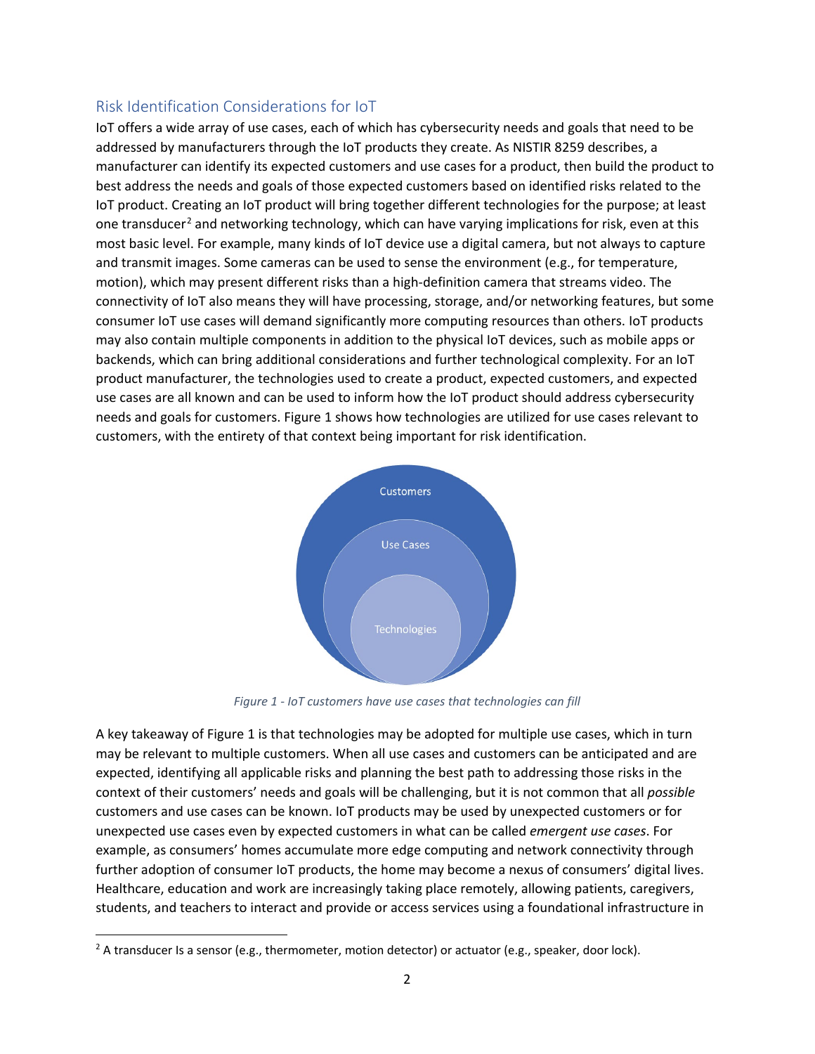## Risk Identification Considerations for IoT

IoT offers a wide array of use cases, each of which has cybersecurity needs and goals that need to be addressed by manufacturers through the IoT products they create. As NISTIR 8259 describes, a manufacturer can identify its expected customers and use cases for a product, then build the product to best address the needs and goals of those expected customers based on identified risks related to the IoT product. Creating an IoT product will bring together different technologies for the purpose; at least one transducer[2] and networking technology, which can have varying implications for risk, even at this most basic level. For example, many kinds of IoT device use a digital camera, but not always to capture and transmit images. Some cameras can be used to sense the environment (e.g., for temperature, motion), which may present different risks than a high-definition camera that streams video. The connectivity of IoT also means they will have processing, storage, and/or networking features, but some consumer IoT use cases will demand significantly more computing resources than others. IoT products may also contain multiple components in addition to the physical IoT devices, such as mobile apps or backends, which can bring additional considerations and further technological complexity. For an IoT product manufacturer, the technologies used to create a product, expected customers, and expected use cases are all known and can be used to inform how the IoT product should address cybersecurity needs and goals for customers. Figure 1 shows how technologies are utilized for use cases relevant to customers, with the entirety of that context being important for risk identification.

Customers

Use Cases

Technologies

*Figure 1 - IoT customers have use cases that technologies can fill*

A key takeaway of Figure 1 is that technologies may be adopted for multiple use cases, which in turn may be relevant to multiple customers. When all use cases and customers can be anticipated and are expected, identifying all applicable risks and planning the best path to addressing those risks in the context of their customers' needs and goals will be challenging, but it is not common that all *possible* customers and use cases can be known. IoT products may be used by unexpected customers or for unexpected use cases even by expected customers in what can be called *emergent use cases*. For example, as consumers' homes accumulate more edge computing and network connectivity through further adoption of consumer IoT products, the home may become a nexus of consumers' digital lives. Healthcare, education and work are increasingly taking place remotely, allowing patients, caregivers, students, and teachers to interact and provide or access services using a foundational infrastructure in

[2] A transducer Is a sensor (e.g., thermometer, motion detector) or actuator (e.g., speaker, door lock).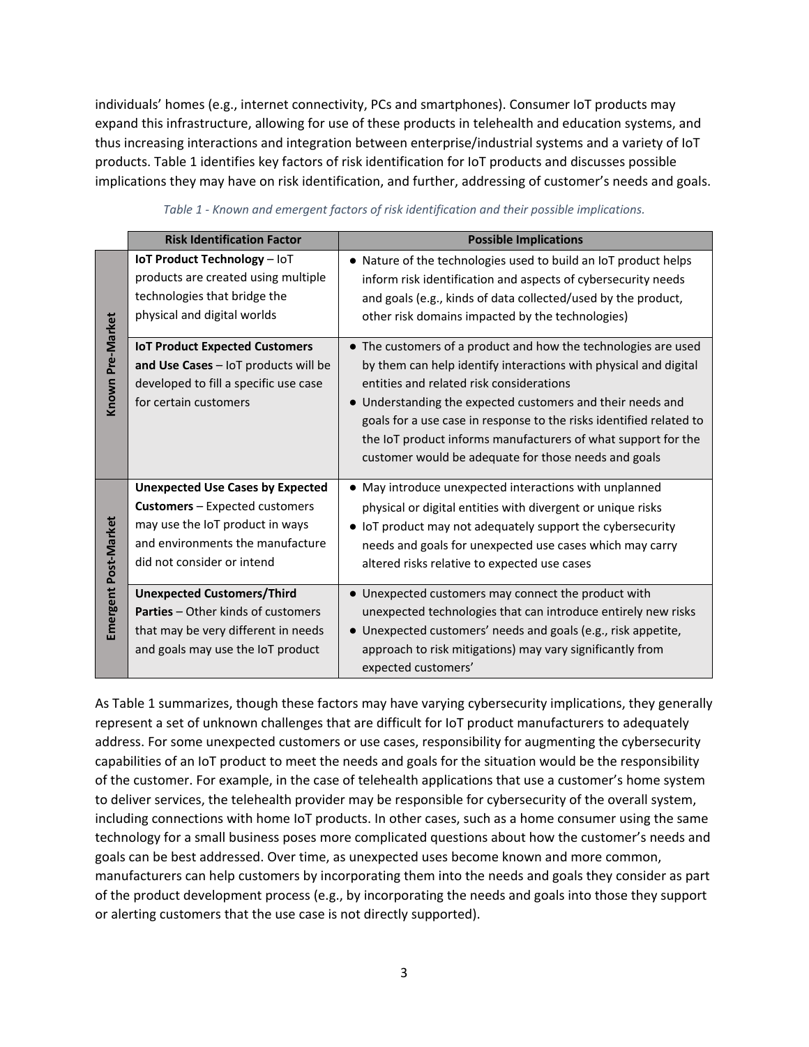individuals' homes (e.g., internet connectivity, PCs and smartphones). Consumer IoT products may expand this infrastructure, allowing for use of these products in telehealth and education systems, and thus increasing interactions and integration between enterprise/industrial systems and a variety of IoT products. Table 1 identifies key factors of risk identification for IoT products and discusses possible implications they may have on risk identification, and further, addressing of customer's needs and goals.

*Table 1 - Known and emergent factors of risk identification and their possible implications.*

| | Risk Identification Factor | Possible Implications |
|---|---|---|
| **Known Pre-Market** | **IoT Product Technology** – IoT products are created using multiple technologies that bridge the physical and digital worlds | • Nature of the technologies used to build an IoT product helps inform risk identification and aspects of cybersecurity needs and goals (e.g., kinds of data collected/used by the product, other risk domains impacted by the technologies) |
| **Known Pre-Market** | **IoT Product Expected Customers and Use Cases** – IoT products will be developed to fill a specific use case for certain customers | • The customers of a product and how the technologies are used by them can help identify interactions with physical and digital entities and related risk considerations<br>• Understanding the expected customers and their needs and goals for a use case in response to the risks identified related to the IoT product informs manufacturers of what support for the customer would be adequate for those needs and goals |
| **Emergent Post-Market** | **Unexpected Use Cases by Expected Customers** – Expected customers may use the IoT product in ways and environments the manufacture did not consider or intend | • May introduce unexpected interactions with unplanned physical or digital entities with divergent or unique risks<br>• IoT product may not adequately support the cybersecurity needs and goals for unexpected use cases which may carry altered risks relative to expected use cases |
| **Emergent Post-Market** | **Unexpected Customers/Third Parties** – Other kinds of customers that may be very different in needs and goals may use the IoT product | • Unexpected customers may connect the product with unexpected technologies that can introduce entirely new risks<br>• Unexpected customers' needs and goals (e.g., risk appetite, approach to risk mitigations) may vary significantly from expected customers' |

As Table 1 summarizes, though these factors may have varying cybersecurity implications, they generally represent a set of unknown challenges that are difficult for IoT product manufacturers to adequately address. For some unexpected customers or use cases, responsibility for augmenting the cybersecurity capabilities of an IoT product to meet the needs and goals for the situation would be the responsibility of the customer. For example, in the case of telehealth applications that use a customer's home system to deliver services, the telehealth provider may be responsible for cybersecurity of the overall system, including connections with home IoT products. In other cases, such as a home consumer using the same technology for a small business poses more complicated questions about how the customer's needs and goals can be best addressed. Over time, as unexpected uses become known and more common, manufacturers can help customers by incorporating them into the needs and goals they consider as part of the product development process (e.g., by incorporating the needs and goals into those they support or alerting customers that the use case is not directly supported).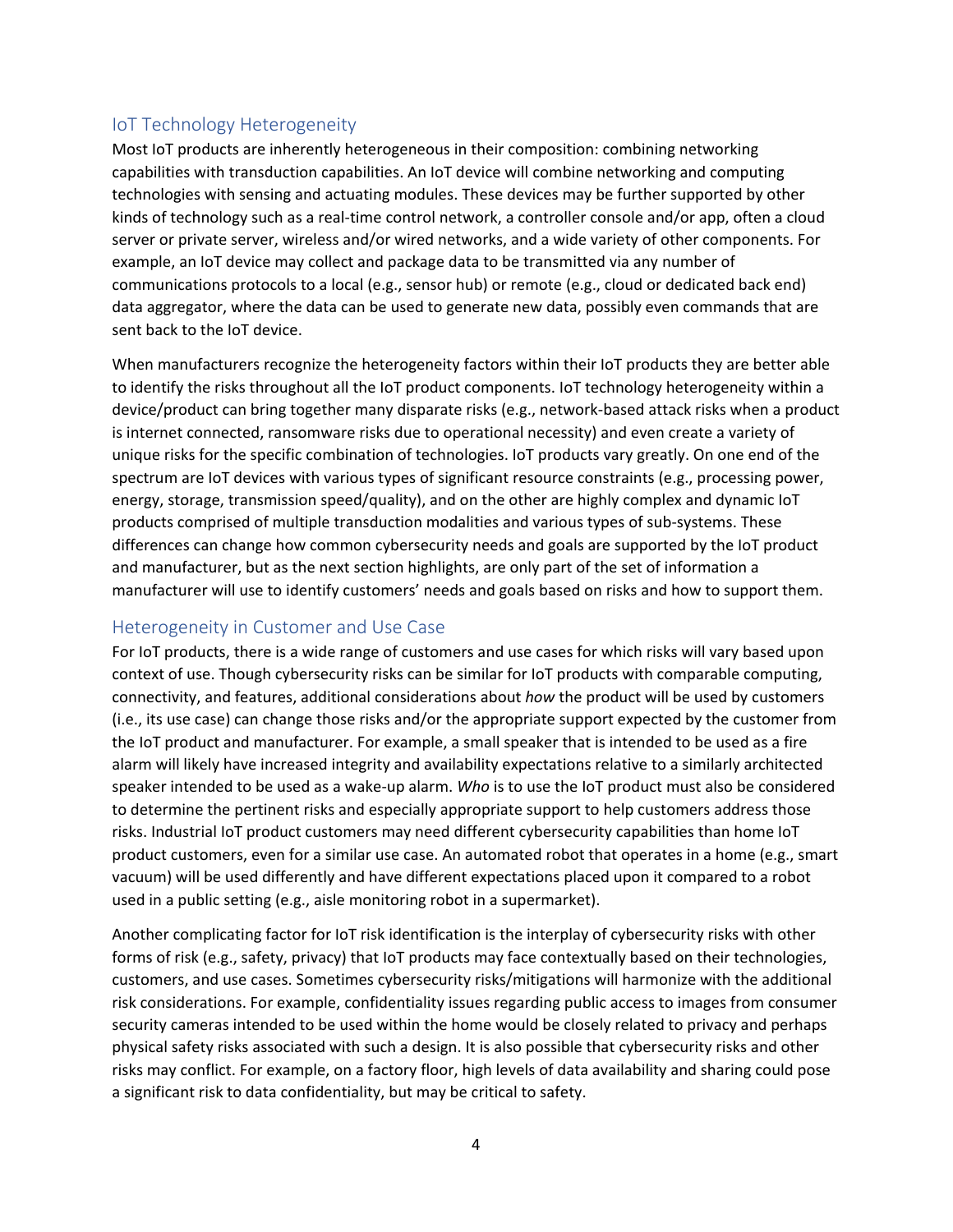## IoT Technology Heterogeneity

Most IoT products are inherently heterogeneous in their composition: combining networking capabilities with transduction capabilities. An IoT device will combine networking and computing technologies with sensing and actuating modules. These devices may be further supported by other kinds of technology such as a real-time control network, a controller console and/or app, often a cloud server or private server, wireless and/or wired networks, and a wide variety of other components. For example, an IoT device may collect and package data to be transmitted via any number of communications protocols to a local (e.g., sensor hub) or remote (e.g., cloud or dedicated back end) data aggregator, where the data can be used to generate new data, possibly even commands that are sent back to the IoT device.

When manufacturers recognize the heterogeneity factors within their IoT products they are better able to identify the risks throughout all the IoT product components. IoT technology heterogeneity within a device/product can bring together many disparate risks (e.g., network-based attack risks when a product is internet connected, ransomware risks due to operational necessity) and even create a variety of unique risks for the specific combination of technologies. IoT products vary greatly. On one end of the spectrum are IoT devices with various types of significant resource constraints (e.g., processing power, energy, storage, transmission speed/quality), and on the other are highly complex and dynamic IoT products comprised of multiple transduction modalities and various types of sub-systems. These differences can change how common cybersecurity needs and goals are supported by the IoT product and manufacturer, but as the next section highlights, are only part of the set of information a manufacturer will use to identify customers' needs and goals based on risks and how to support them.

## Heterogeneity in Customer and Use Case

For IoT products, there is a wide range of customers and use cases for which risks will vary based upon context of use. Though cybersecurity risks can be similar for IoT products with comparable computing, connectivity, and features, additional considerations about *how* the product will be used by customers (i.e., its use case) can change those risks and/or the appropriate support expected by the customer from the IoT product and manufacturer. For example, a small speaker that is intended to be used as a fire alarm will likely have increased integrity and availability expectations relative to a similarly architected speaker intended to be used as a wake-up alarm. *Who* is to use the IoT product must also be considered to determine the pertinent risks and especially appropriate support to help customers address those risks. Industrial IoT product customers may need different cybersecurity capabilities than home IoT product customers, even for a similar use case. An automated robot that operates in a home (e.g., smart vacuum) will be used differently and have different expectations placed upon it compared to a robot used in a public setting (e.g., aisle monitoring robot in a supermarket).

Another complicating factor for IoT risk identification is the interplay of cybersecurity risks with other forms of risk (e.g., safety, privacy) that IoT products may face contextually based on their technologies, customers, and use cases. Sometimes cybersecurity risks/mitigations will harmonize with the additional risk considerations. For example, confidentiality issues regarding public access to images from consumer security cameras intended to be used within the home would be closely related to privacy and perhaps physical safety risks associated with such a design. It is also possible that cybersecurity risks and other risks may conflict. For example, on a factory floor, high levels of data availability and sharing could pose a significant risk to data confidentiality, but may be critical to safety.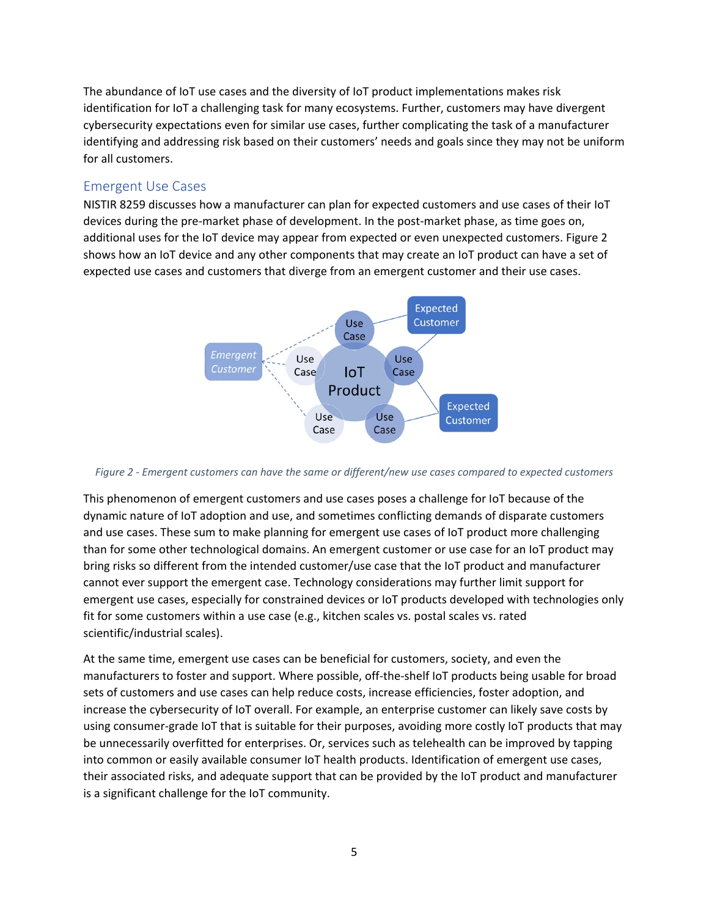The abundance of IoT use cases and the diversity of IoT product implementations makes risk identification for IoT a challenging task for many ecosystems. Further, customers may have divergent cybersecurity expectations even for similar use cases, further complicating the task of a manufacturer identifying and addressing risk based on their customers' needs and goals since they may not be uniform for all customers.

## Emergent Use Cases

NISTIR 8259 discusses how a manufacturer can plan for expected customers and use cases of their IoT devices during the pre-market phase of development. In the post-market phase, as time goes on, additional uses for the IoT device may appear from expected or even unexpected customers. Figure 2 shows how an IoT device and any other components that may create an IoT product can have a set of expected use cases and customers that diverge from an emergent customer and their use cases.

*Figure 2 - Emergent customers can have the same or different/new use cases compared to expected customers*

This phenomenon of emergent customers and use cases poses a challenge for IoT because of the dynamic nature of IoT adoption and use, and sometimes conflicting demands of disparate customers and use cases. These sum to make planning for emergent use cases of IoT product more challenging than for some other technological domains. An emergent customer or use case for an IoT product may bring risks so different from the intended customer/use case that the IoT product and manufacturer cannot ever support the emergent case. Technology considerations may further limit support for emergent use cases, especially for constrained devices or IoT products developed with technologies only fit for some customers within a use case (e.g., kitchen scales vs. postal scales vs. rated scientific/industrial scales).

At the same time, emergent use cases can be beneficial for customers, society, and even the manufacturers to foster and support. Where possible, off-the-shelf IoT products being usable for broad sets of customers and use cases can help reduce costs, increase efficiencies, foster adoption, and increase the cybersecurity of IoT overall. For example, an enterprise customer can likely save costs by using consumer-grade IoT that is suitable for their purposes, avoiding more costly IoT products that may be unnecessarily overfitted for enterprises. Or, services such as telehealth can be improved by tapping into common or easily available consumer IoT health products. Identification of emergent use cases, their associated risks, and adequate support that can be provided by the IoT product and manufacturer is a significant challenge for the IoT community.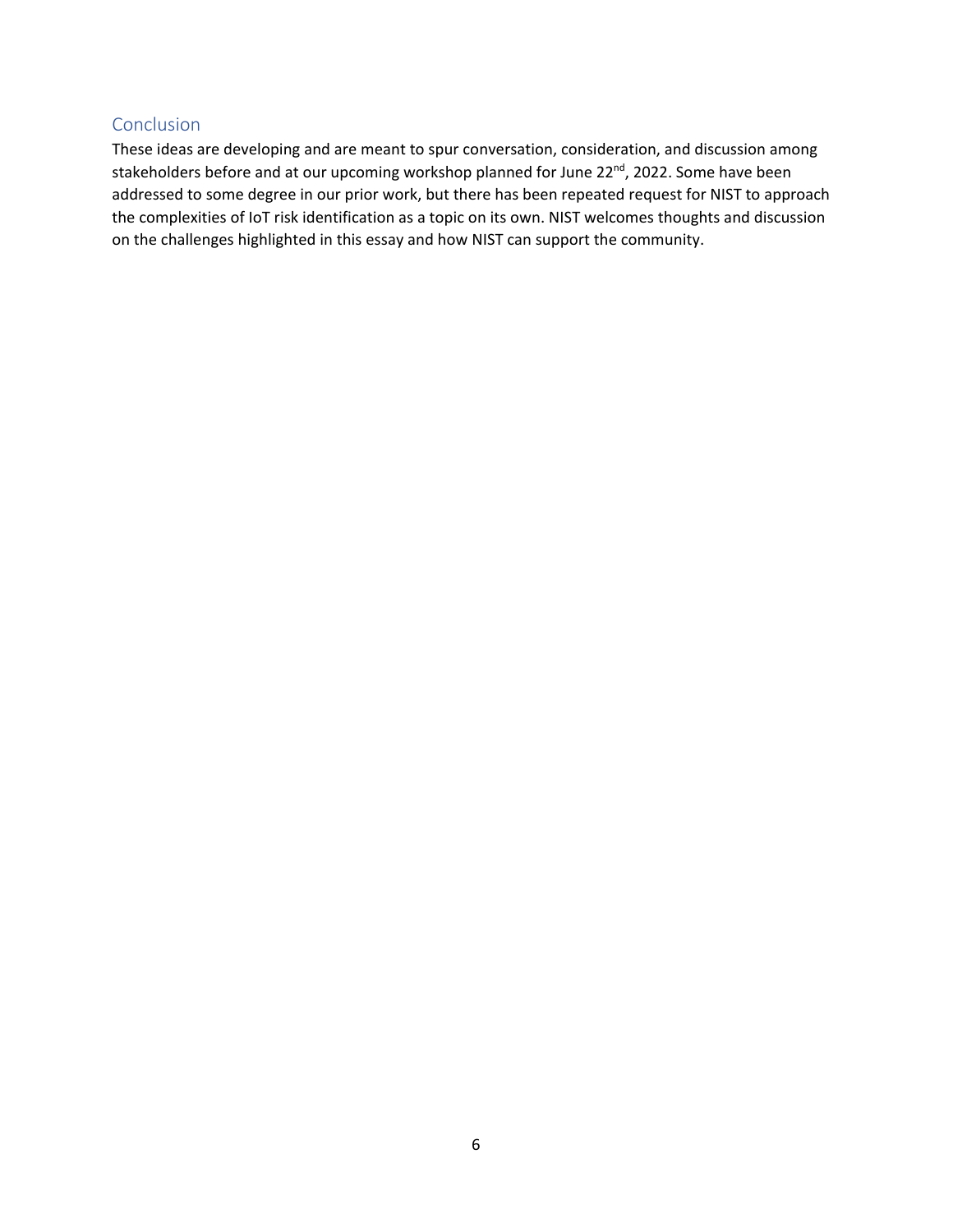## Conclusion

These ideas are developing and are meant to spur conversation, consideration, and discussion among stakeholders before and at our upcoming workshop planned for June 22nd, 2022. Some have been addressed to some degree in our prior work, but there has been repeated request for NIST to approach the complexities of IoT risk identification as a topic on its own. NIST welcomes thoughts and discussion on the challenges highlighted in this essay and how NIST can support the community.